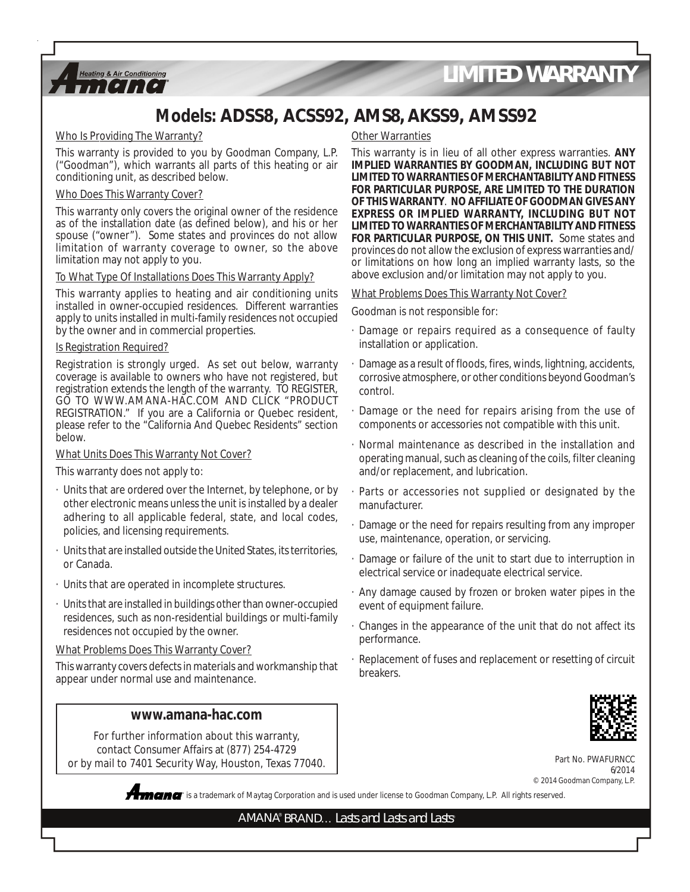# LIMITED WARRANTY

## Models: ADSS8, ACSS92, AMS8, AKSS9, AMSS92

### Who Is Providing The Warranty?

This warranty is provided to you by Goodman Company, L.P. ("Goodman"), which warrants all parts of this heating or air conditioning unit, as described below.

### Who Does This Warranty Cover?

This warranty only covers the original owner of the residence as of the installation date (as defined below), and his or her spouse ("owner"). Some states and provinces do not allow limitation of warranty coverage to owner, so the above limitation may not apply to you.

### To What Type Of Installations Does This Warranty Apply?

This warranty applies to heating and air conditioning units installed in owner-occupied residences. Different warranties apply to units installed in multi-family residences not occupied by the owner and in commercial properties.

### Is Registration Required?

Registration is strongly urged. As set out below, warranty coverage is available to owners who have not registered, but registration extends the length of the warranty. TO REGISTER, GO TO WWW.AMANA-HAC.COM AND CLICK "PRODUCT REGISTRATION." If you are a California or Quebec resident, please refer to the "California And Quebec Residents" section below.

### What Units Does This Warranty Not Cover?

This warranty does not apply to:

- Units that are ordered over the Internet, by telephone, or by other electronic means unless the unit is installed by a dealer adhering to all applicable federal, state, and local codes, policies, and licensing requirements.
- Units that are installed outside the United States, its territories, or Canada.
- Units that are operated in incomplete structures.
- Units that are installed in buildings other than owner-occupied residences, such as non-residential buildings or multi-family residences not occupied by the owner.

### What Problems Does This Warranty Cover?

This warranty covers defects in materials and workmanship that appear under normal use and maintenance.

### Other Warranties

This warranty is in lieu of all other express warranties. **ANY IMPLIED WARRANTIES BY GOODMAN, INCLUDING BUT NOT LIMITED TO WARRANTIES OF MERCHANTABILITY AND FITNESS FOR PARTICULAR PURPOSE, ARE LIMITED TO THE DURATION OF THIS WARRANTY**. **NO AFFILIATE OF GOODMAN GIVES ANY EXPRESS OR IMPLIED WARRANTY, INCLUDING BUT NOT LIMITED TO WARRANTIES OF MERCHANTABILITY AND FITNESS FOR PARTICULAR PURPOSE, ON THIS UNIT.** Some states and provinces do not allow the exclusion of express warranties and/or limitations on how long an implied warranty lasts, so the above exclusion and/or limitation may not apply to you.

### What Problems Does This Warranty Not Cover?

Goodman is not responsible for:

- Damage or repairs required as a consequence of faulty installation or application.
- Damage as a result of floods, fires, winds, lightning, accidents, corrosive atmosphere, or other conditions beyond Goodman's control.
- Damage or the need for repairs arising from the use of components or accessories not compatible with this unit.
- Normal maintenance as described in the installation and operating manual, such as cleaning of the coils, filter cleaning and/or replacement, and lubrication.
- Parts or accessories not supplied or designated by the manufacturer.
- Damage or the need for repairs resulting from any improper use, maintenance, operation, or servicing.
- Damage or failure of the unit to start due to interruption in electrical service or inadequate electrical service.
- Any damage caused by frozen or broken water pipes in the event of equipment failure.
- Changes in the appearance of the unit that do not affect its performance.
- Replacement of fuses and replacement or resetting of circuit breakers.

**www.amana-hac.com**

For further information about this warranty, contact Consumer Affairs at (877) 254-4729 or by mail to 7401 Security Way, Houston, Texas 77040.

Part No. PWAFURNCC
6/2014
© 2014 Goodman Company, L.P.

Amana is a trademark of Maytag Corporation and is used under license to Goodman Company, L.P. All rights reserved.

AMANA® BRAND… Lasts and Lasts and Lasts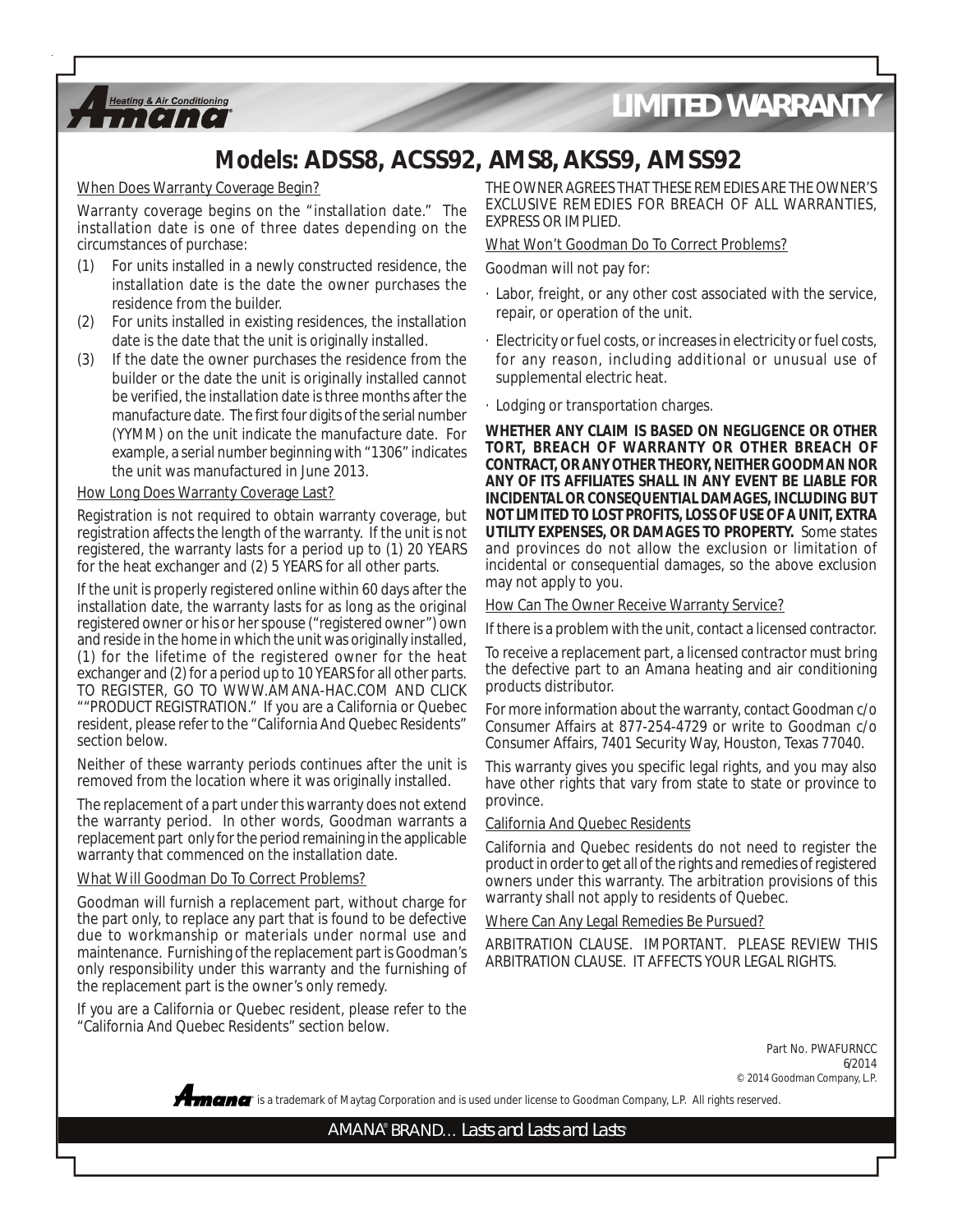# LIMITED WARRANTY

## Models: ADSS8, ACSS92, AMS8, AKSS9, AMSS92

When Does Warranty Coverage Begin?

Warranty coverage begins on the "installation date." The installation date is one of three dates depending on the circumstances of purchase:

(1) For units installed in a newly constructed residence, the installation date is the date the owner purchases the residence from the builder.

(2) For units installed in existing residences, the installation date is the date that the unit is originally installed.

(3) If the date the owner purchases the residence from the builder or the date the unit is originally installed cannot be verified, the installation date is three months after the manufacture date. The first four digits of the serial number (YYMM) on the unit indicate the manufacture date. For example, a serial number beginning with "1306" indicates the unit was manufactured in June 2013.

How Long Does Warranty Coverage Last?

Registration is not required to obtain warranty coverage, but registration affects the length of the warranty. If the unit is not registered, the warranty lasts for a period up to (1) 20 YEARS for the heat exchanger and (2) 5 YEARS for all other parts.

If the unit is properly registered online within 60 days after the installation date, the warranty lasts for as long as the original registered owner or his or her spouse ("registered owner") own and reside in the home in which the unit was originally installed, (1) for the lifetime of the registered owner for the heat exchanger and (2) for a period up to 10 YEARS for all other parts. TO REGISTER, GO TO WWW.AMANA-HAC.COM AND CLICK ""PRODUCT REGISTRATION." If you are a California or Quebec resident, please refer to the "California And Quebec Residents" section below.

Neither of these warranty periods continues after the unit is removed from the location where it was originally installed.

The replacement of a part under this warranty does not extend the warranty period. In other words, Goodman warrants a replacement part only for the period remaining in the applicable warranty that commenced on the installation date.

What Will Goodman Do To Correct Problems?

Goodman will furnish a replacement part, without charge for the part only, to replace any part that is found to be defective due to workmanship or materials under normal use and maintenance. Furnishing of the replacement part is Goodman's only responsibility under this warranty and the furnishing of the replacement part is the owner's only remedy.

If you are a California or Quebec resident, please refer to the "California And Quebec Residents" section below.

THE OWNER AGREES THAT THESE REMEDIES ARE THE OWNER'S EXCLUSIVE REMEDIES FOR BREACH OF ALL WARRANTIES, EXPRESS OR IMPLIED.

What Won't Goodman Do To Correct Problems?

Goodman will not pay for:

- Labor, freight, or any other cost associated with the service, repair, or operation of the unit.
- Electricity or fuel costs, or increases in electricity or fuel costs, for any reason, including additional or unusual use of supplemental electric heat.
- Lodging or transportation charges.

**WHETHER ANY CLAIM IS BASED ON NEGLIGENCE OR OTHER TORT, BREACH OF WARRANTY OR OTHER BREACH OF CONTRACT, OR ANY OTHER THEORY, NEITHER GOODMAN NOR ANY OF ITS AFFILIATES SHALL IN ANY EVENT BE LIABLE FOR INCIDENTAL OR CONSEQUENTIAL DAMAGES, INCLUDING BUT NOT LIMITED TO LOST PROFITS, LOSS OF USE OF A UNIT, EXTRA UTILITY EXPENSES, OR DAMAGES TO PROPERTY.** Some states and provinces do not allow the exclusion or limitation of incidental or consequential damages, so the above exclusion may not apply to you.

How Can The Owner Receive Warranty Service?

If there is a problem with the unit, contact a licensed contractor.

To receive a replacement part, a licensed contractor must bring the defective part to an Amana heating and air conditioning products distributor.

For more information about the warranty, contact Goodman c/o Consumer Affairs at 877-254-4729 or write to Goodman c/o Consumer Affairs, 7401 Security Way, Houston, Texas 77040.

This warranty gives you specific legal rights, and you may also have other rights that vary from state to state or province to province.

California And Quebec Residents

California and Quebec residents do not need to register the product in order to get all of the rights and remedies of registered owners under this warranty. The arbitration provisions of this warranty shall not apply to residents of Quebec.

Where Can Any Legal Remedies Be Pursued?

ARBITRATION CLAUSE. IMPORTANT. PLEASE REVIEW THIS ARBITRATION CLAUSE. IT AFFECTS YOUR LEGAL RIGHTS.

Part No. PWAFURNCC
6/2014
© 2014 Goodman Company, L.P.

Amana is a trademark of Maytag Corporation and is used under license to Goodman Company, L.P. All rights reserved.

AMANA® BRAND… Lasts and Lasts and Lasts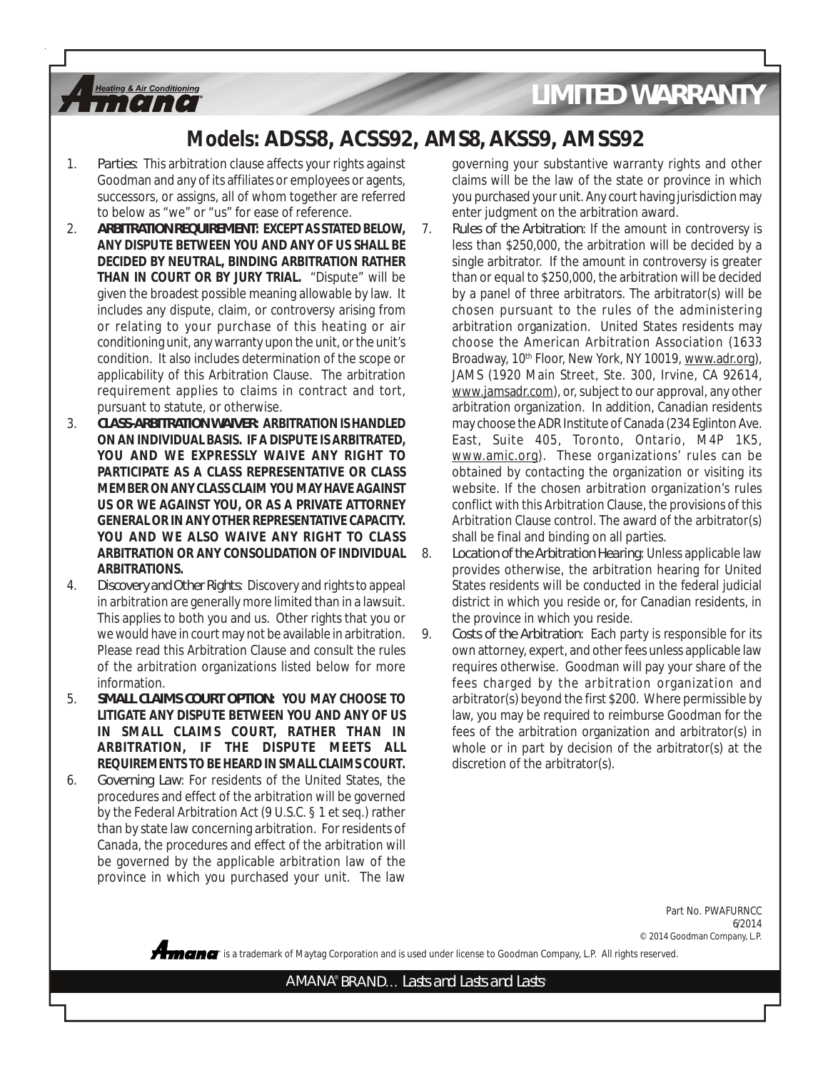# LIMITED WARRANTY

## Models: ADSS8, ACSS92, AMS8, AKSS9, AMSS92

1. *Parties*: This arbitration clause affects your rights against Goodman and any of its affiliates or employees or agents, successors, or assigns, all of whom together are referred to below as "we" or "us" for ease of reference.
2. **ARBITRATION REQUIREMENT: EXCEPT AS STATED BELOW, ANY DISPUTE BETWEEN YOU AND ANY OF US SHALL BE DECIDED BY NEUTRAL, BINDING ARBITRATION RATHER THAN IN COURT OR BY JURY TRIAL.** "Dispute" will be given the broadest possible meaning allowable by law. It includes any dispute, claim, or controversy arising from or relating to your purchase of this heating or air conditioning unit, any warranty upon the unit, or the unit's condition. It also includes determination of the scope or applicability of this Arbitration Clause. The arbitration requirement applies to claims in contract and tort, pursuant to statute, or otherwise.
3. **CLASS-ARBITRATION WAIVER: ARBITRATION IS HANDLED ON AN INDIVIDUAL BASIS. IF A DISPUTE IS ARBITRATED, YOU AND WE EXPRESSLY WAIVE ANY RIGHT TO PARTICIPATE AS A CLASS REPRESENTATIVE OR CLASS MEMBER ON ANY CLASS CLAIM YOU MAY HAVE AGAINST US OR WE AGAINST YOU, OR AS A PRIVATE ATTORNEY GENERAL OR IN ANY OTHER REPRESENTATIVE CAPACITY. YOU AND WE ALSO WAIVE ANY RIGHT TO CLASS ARBITRATION OR ANY CONSOLIDATION OF INDIVIDUAL ARBITRATIONS.**
4. *Discovery and Other Rights:* Discovery and rights to appeal in arbitration are generally more limited than in a lawsuit. This applies to both you and us. Other rights that you or we would have in court may not be available in arbitration. Please read this Arbitration Clause and consult the rules of the arbitration organizations listed below for more information.
5. **SMALL CLAIMS COURT OPTION: YOU MAY CHOOSE TO LITIGATE ANY DISPUTE BETWEEN YOU AND ANY OF US IN SMALL CLAIMS COURT, RATHER THAN IN ARBITRATION, IF THE DISPUTE MEETS ALL REQUIREMENTS TO BE HEARD IN SMALL CLAIMS COURT.**
6. *Governing Law*: For residents of the United States, the procedures and effect of the arbitration will be governed by the Federal Arbitration Act (9 U.S.C. § 1 et seq.) rather than by state law concerning arbitration. For residents of Canada, the procedures and effect of the arbitration will be governed by the applicable arbitration law of the province in which you purchased your unit. The law governing your substantive warranty rights and other claims will be the law of the state or province in which you purchased your unit. Any court having jurisdiction may enter judgment on the arbitration award.
7. *Rules of the Arbitration*: If the amount in controversy is less than $250,000, the arbitration will be decided by a single arbitrator. If the amount in controversy is greater than or equal to $250,000, the arbitration will be decided by a panel of three arbitrators. The arbitrator(s) will be chosen pursuant to the rules of the administering arbitration organization. United States residents may choose the American Arbitration Association (1633 Broadway, 10th Floor, New York, NY 10019, www.adr.org), JAMS (1920 Main Street, Ste. 300, Irvine, CA 92614, www.jamsadr.com), or, subject to our approval, any other arbitration organization. In addition, Canadian residents may choose the ADR Institute of Canada (234 Eglinton Ave. East, Suite 405, Toronto, Ontario, M4P 1K5, www.amic.org). These organizations' rules can be obtained by contacting the organization or visiting its website. If the chosen arbitration organization's rules conflict with this Arbitration Clause, the provisions of this Arbitration Clause control. The award of the arbitrator(s) shall be final and binding on all parties.
8. *Location of the Arbitration Hearing:* Unless applicable law provides otherwise, the arbitration hearing for United States residents will be conducted in the federal judicial district in which you reside or, for Canadian residents, in the province in which you reside.
9. *Costs of the Arbitration*: Each party is responsible for its own attorney, expert, and other fees unless applicable law requires otherwise. Goodman will pay your share of the fees charged by the arbitration organization and arbitrator(s) beyond the first $200. Where permissible by law, you may be required to reimburse Goodman for the fees of the arbitration organization and arbitrator(s) in whole or in part by decision of the arbitrator(s) at the discretion of the arbitrator(s).

Part No. PWAFURNCC
6/2014
© 2014 Goodman Company, L.P.

Amana is a trademark of Maytag Corporation and is used under license to Goodman Company, L.P. All rights reserved.

AMANA® BRAND… Lasts and Lasts and Lasts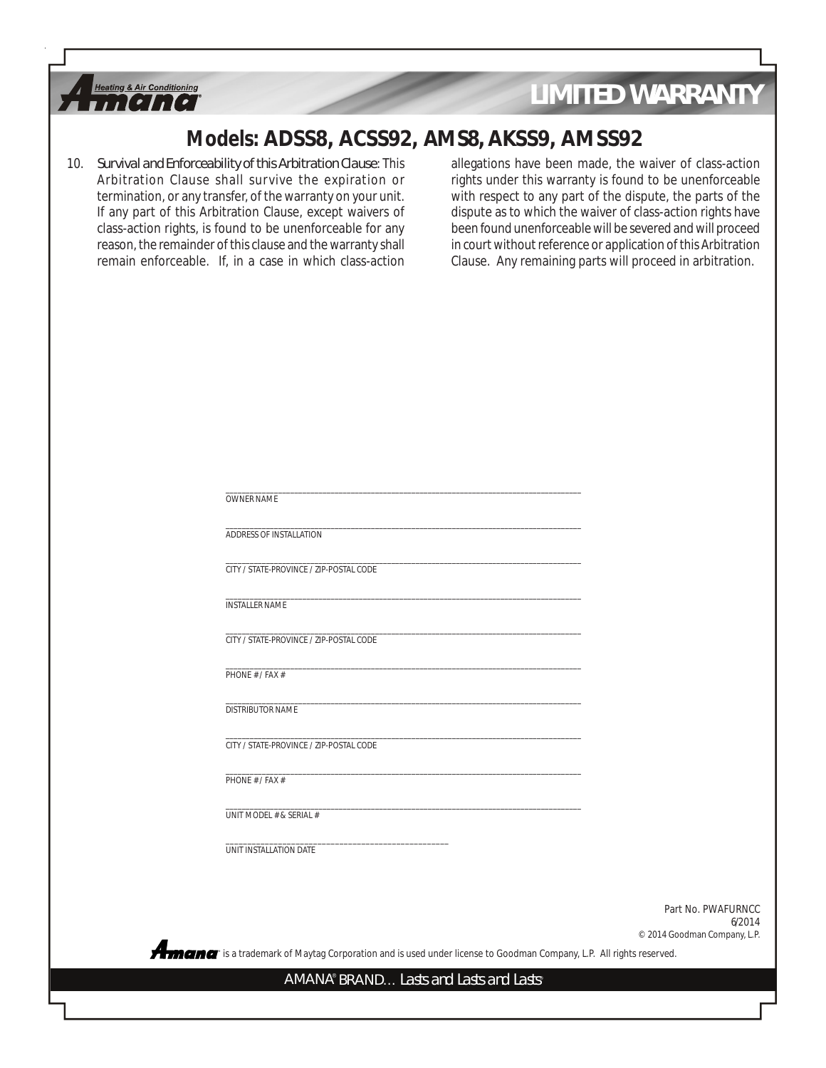## Models: ADSS8, ACSS92, AMS8, AKSS9, AMSS92

10. *Survival and Enforceability of this Arbitration Clause*: This Arbitration Clause shall survive the expiration or termination, or any transfer, of the warranty on your unit. If any part of this Arbitration Clause, except waivers of class-action rights, is found to be unenforceable for any reason, the remainder of this clause and the warranty shall remain enforceable. If, in a case in which class-action allegations have been made, the waiver of class-action rights under this warranty is found to be unenforceable with respect to any part of the dispute, the parts of the dispute as to which the waiver of class-action rights have been found unenforceable will be severed and will proceed in court without reference or application of this Arbitration Clause. Any remaining parts will proceed in arbitration.

______________________________________________
OWNER NAME

______________________________________________
ADDRESS OF INSTALLATION

______________________________________________
CITY / STATE-PROVINCE / ZIP-POSTAL CODE

______________________________________________
INSTALLER NAME

______________________________________________
CITY / STATE-PROVINCE / ZIP-POSTAL CODE

______________________________________________
PHONE # / FAX #

______________________________________________
DISTRIBUTOR NAME

______________________________________________
CITY / STATE-PROVINCE / ZIP-POSTAL CODE

______________________________________________
PHONE # / FAX #

______________________________________________
UNIT MODEL # & SERIAL #

____________________________
UNIT INSTALLATION DATE

Part No. PWAFURNCC
6/2014
© 2014 Goodman Company, L.P.

Amana is a trademark of Maytag Corporation and is used under license to Goodman Company, L.P. All rights reserved.

AMANA® BRAND… Lasts and Lasts and Lasts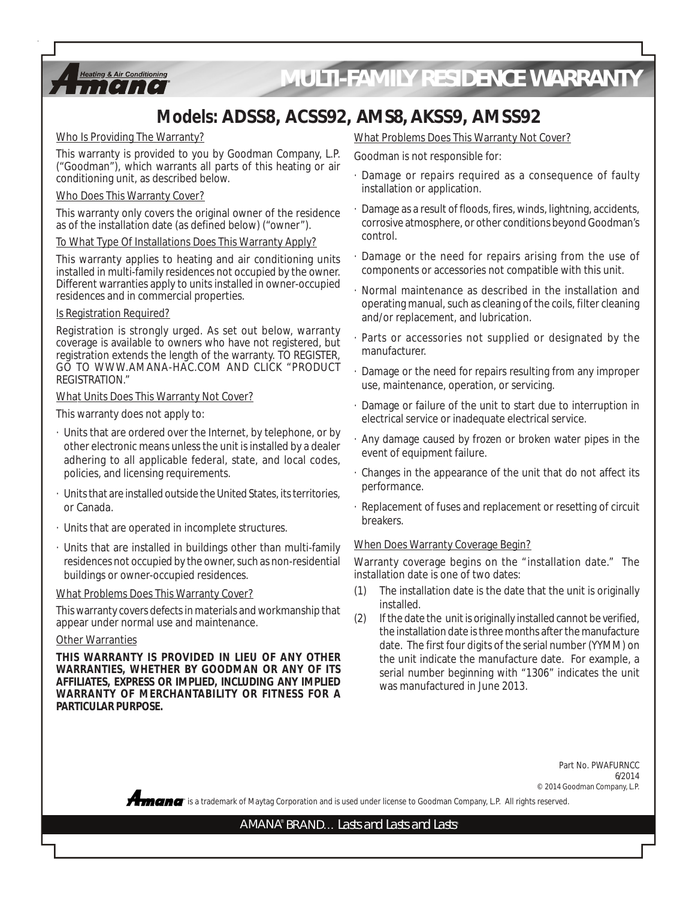# MULTI-FAMILY RESIDENCE WARRANTY

## Models: ADSS8, ACSS92, AMS8, AKSS9, AMSS92

Who Is Providing The Warranty?

This warranty is provided to you by Goodman Company, L.P. ("Goodman"), which warrants all parts of this heating or air conditioning unit, as described below.

Who Does This Warranty Cover?

This warranty only covers the original owner of the residence as of the installation date (as defined below) ("owner").

To What Type Of Installations Does This Warranty Apply?

This warranty applies to heating and air conditioning units installed in multi-family residences not occupied by the owner. Different warranties apply to units installed in owner-occupied residences and in commercial properties.

Is Registration Required?

Registration is strongly urged. As set out below, warranty coverage is available to owners who have not registered, but registration extends the length of the warranty. TO REGISTER, GO TO WWW.AMANA-HAC.COM AND CLICK "PRODUCT REGISTRATION."

What Units Does This Warranty Not Cover?

This warranty does not apply to:

- Units that are ordered over the Internet, by telephone, or by other electronic means unless the unit is installed by a dealer adhering to all applicable federal, state, and local codes, policies, and licensing requirements.
- Units that are installed outside the United States, its territories, or Canada.
- Units that are operated in incomplete structures.
- Units that are installed in buildings other than multi-family residences not occupied by the owner, such as non-residential buildings or owner-occupied residences.

What Problems Does This Warranty Cover?

This warranty covers defects in materials and workmanship that appear under normal use and maintenance.

Other Warranties

**THIS WARRANTY IS PROVIDED IN LIEU OF ANY OTHER WARRANTIES, WHETHER BY GOODMAN OR ANY OF ITS AFFILIATES, EXPRESS OR IMPLIED, INCLUDING ANY IMPLIED WARRANTY OF MERCHANTABILITY OR FITNESS FOR A PARTICULAR PURPOSE.**

What Problems Does This Warranty Not Cover?

Goodman is not responsible for:

- Damage or repairs required as a consequence of faulty installation or application.
- Damage as a result of floods, fires, winds, lightning, accidents, corrosive atmosphere, or other conditions beyond Goodman's control.
- Damage or the need for repairs arising from the use of components or accessories not compatible with this unit.
- Normal maintenance as described in the installation and operating manual, such as cleaning of the coils, filter cleaning and/or replacement, and lubrication.
- Parts or accessories not supplied or designated by the manufacturer.
- Damage or the need for repairs resulting from any improper use, maintenance, operation, or servicing.
- Damage or failure of the unit to start due to interruption in electrical service or inadequate electrical service.
- Any damage caused by frozen or broken water pipes in the event of equipment failure.
- Changes in the appearance of the unit that do not affect its performance.
- Replacement of fuses and replacement or resetting of circuit breakers.

When Does Warranty Coverage Begin?

Warranty coverage begins on the "installation date." The installation date is one of two dates:

(1) The installation date is the date that the unit is originally installed.

(2) If the date the unit is originally installed cannot be verified, the installation date is three months after the manufacture date. The first four digits of the serial number (YYMM) on the unit indicate the manufacture date. For example, a serial number beginning with "1306" indicates the unit was manufactured in June 2013.

Part No. PWAFURNCC
6/2014
© 2014 Goodman Company, L.P.

Amana is a trademark of Maytag Corporation and is used under license to Goodman Company, L.P. All rights reserved.

AMANA® BRAND… Lasts and Lasts and Lasts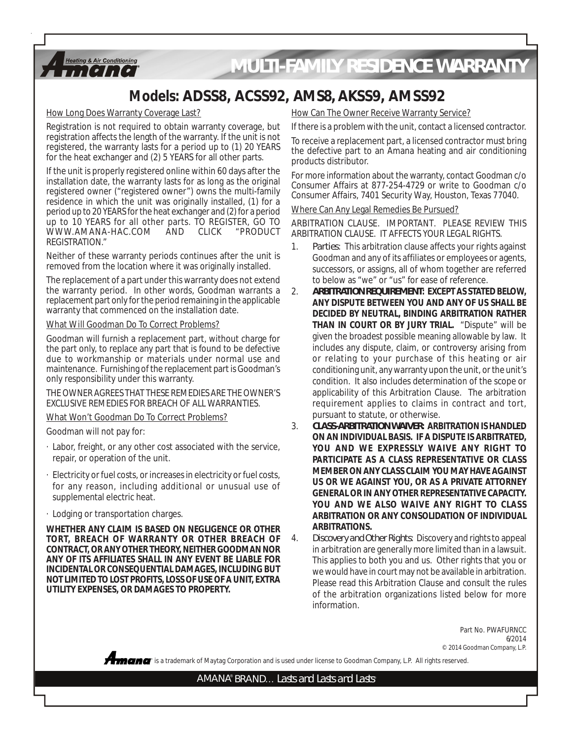# MULTI-FAMILY RESIDENCE WARRANTY

## Models: ADSS8, ACSS92, AMS8, AKSS9, AMSS92

How Long Does Warranty Coverage Last?

Registration is not required to obtain warranty coverage, but registration affects the length of the warranty. If the unit is not registered, the warranty lasts for a period up to (1) 20 YEARS for the heat exchanger and (2) 5 YEARS for all other parts.

If the unit is properly registered online within 60 days after the installation date, the warranty lasts for as long as the original registered owner ("registered owner") owns the multi-family residence in which the unit was originally installed, (1) for a period up to 20 YEARS for the heat exchanger and (2) for a period up to 10 YEARS for all other parts. TO REGISTER, GO TO WWW.AMANA-HAC.COM AND CLICK "PRODUCT REGISTRATION."

Neither of these warranty periods continues after the unit is removed from the location where it was originally installed.

The replacement of a part under this warranty does not extend the warranty period. In other words, Goodman warrants a replacement part only for the period remaining in the applicable warranty that commenced on the installation date.

What Will Goodman Do To Correct Problems?

Goodman will furnish a replacement part, without charge for the part only, to replace any part that is found to be defective due to workmanship or materials under normal use and maintenance. Furnishing of the replacement part is Goodman's only responsibility under this warranty.

THE OWNER AGREES THAT THESE REMEDIES ARE THE OWNER'S EXCLUSIVE REMEDIES FOR BREACH OF ALL WARRANTIES.

What Won't Goodman Do To Correct Problems?

Goodman will not pay for:

- Labor, freight, or any other cost associated with the service, repair, or operation of the unit.
- Electricity or fuel costs, or increases in electricity or fuel costs, for any reason, including additional or unusual use of supplemental electric heat.
- Lodging or transportation charges.

**WHETHER ANY CLAIM IS BASED ON NEGLIGENCE OR OTHER TORT, BREACH OF WARRANTY OR OTHER BREACH OF CONTRACT, OR ANY OTHER THEORY, NEITHER GOODMAN NOR ANY OF ITS AFFILIATES SHALL IN ANY EVENT BE LIABLE FOR INCIDENTAL OR CONSEQUENTIAL DAMAGES, INCLUDING BUT NOT LIMITED TO LOST PROFITS, LOSS OF USE OF A UNIT, EXTRA UTILITY EXPENSES, OR DAMAGES TO PROPERTY.**

How Can The Owner Receive Warranty Service?

If there is a problem with the unit, contact a licensed contractor.

To receive a replacement part, a licensed contractor must bring the defective part to an Amana heating and air conditioning products distributor.

For more information about the warranty, contact Goodman c/o Consumer Affairs at 877-254-4729 or write to Goodman c/o Consumer Affairs, 7401 Security Way, Houston, Texas 77040.

Where Can Any Legal Remedies Be Pursued?

ARBITRATION CLAUSE. IMPORTANT. PLEASE REVIEW THIS ARBITRATION CLAUSE. IT AFFECTS YOUR LEGAL RIGHTS.

1. *Parties*: This arbitration clause affects your rights against Goodman and any of its affiliates or employees or agents, successors, or assigns, all of whom together are referred to below as "we" or "us" for ease of reference.
2. ***ARBITRATION REQUIREMENT:*** **EXCEPT AS STATED BELOW, ANY DISPUTE BETWEEN YOU AND ANY OF US SHALL BE DECIDED BY NEUTRAL, BINDING ARBITRATION RATHER THAN IN COURT OR BY JURY TRIAL.** "Dispute" will be given the broadest possible meaning allowable by law. It includes any dispute, claim, or controversy arising from or relating to your purchase of this heating or air conditioning unit, any warranty upon the unit, or the unit's condition. It also includes determination of the scope or applicability of this Arbitration Clause. The arbitration requirement applies to claims in contract and tort, pursuant to statute, or otherwise.
3. ***CLASS-ARBITRATION WAIVER:*** **ARBITRATION IS HANDLED ON AN INDIVIDUAL BASIS. IF A DISPUTE IS ARBITRATED, YOU AND WE EXPRESSLY WAIVE ANY RIGHT TO PARTICIPATE AS A CLASS REPRESENTATIVE OR CLASS MEMBER ON ANY CLASS CLAIM YOU MAY HAVE AGAINST US OR WE AGAINST YOU, OR AS A PRIVATE ATTORNEY GENERAL OR IN ANY OTHER REPRESENTATIVE CAPACITY. YOU AND WE ALSO WAIVE ANY RIGHT TO CLASS ARBITRATION OR ANY CONSOLIDATION OF INDIVIDUAL ARBITRATIONS.**
4. *Discovery and Other Rights*: Discovery and rights to appeal in arbitration are generally more limited than in a lawsuit. This applies to both you and us. Other rights that you or we would have in court may not be available in arbitration. Please read this Arbitration Clause and consult the rules of the arbitration organizations listed below for more information.

Part No. PWAFURNCC
6/2014
© 2014 Goodman Company, L.P.

Amana® is a trademark of Maytag Corporation and is used under license to Goodman Company, L.P. All rights reserved.

AMANA® BRAND… Lasts and Lasts and Lasts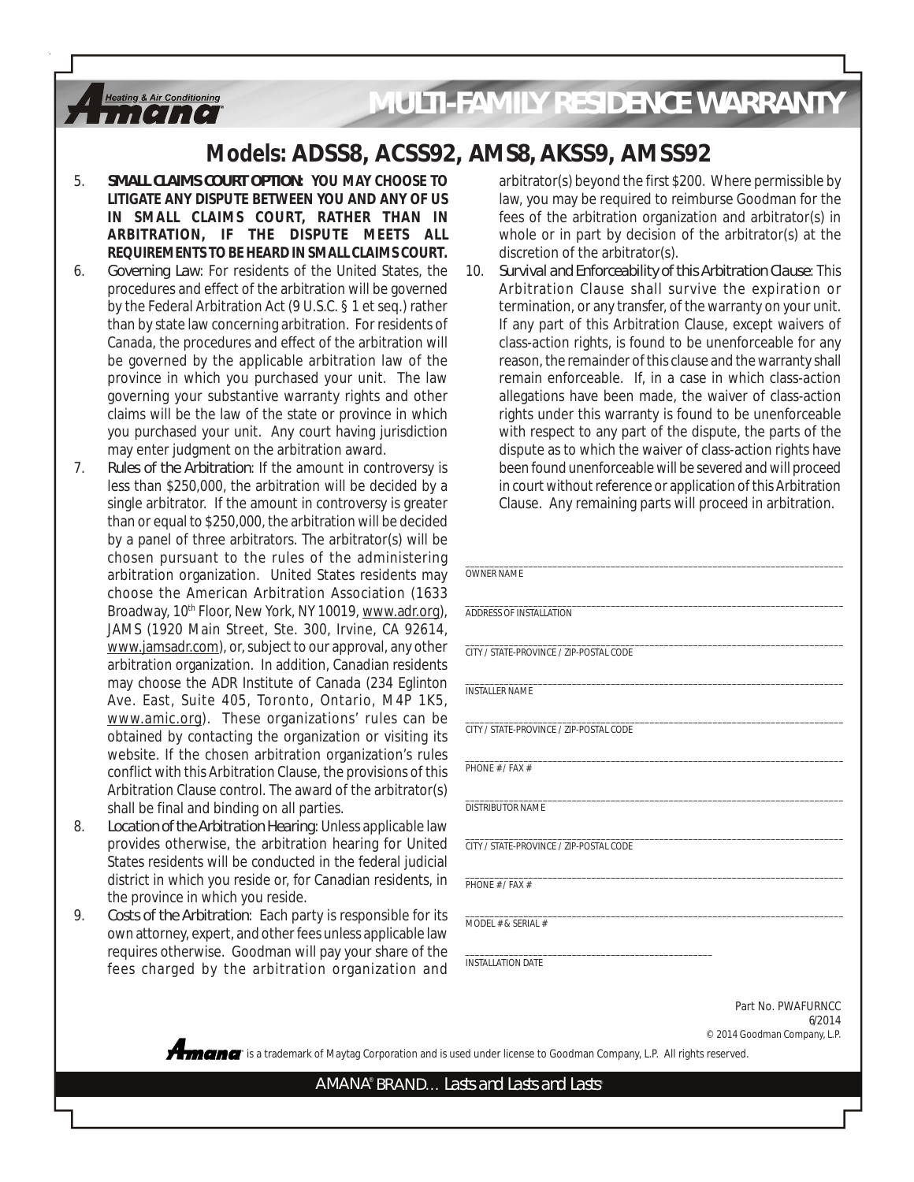# MULTI-FAMILY RESIDENCE WARRANTY

## Models: ADSS8, ACSS92, AMS8, AKSS9, AMSS92

5. **SMALL CLAIMS COURT OPTION: YOU MAY CHOOSE TO LITIGATE ANY DISPUTE BETWEEN YOU AND ANY OF US IN SMALL CLAIMS COURT, RATHER THAN IN ARBITRATION, IF THE DISPUTE MEETS ALL REQUIREMENTS TO BE HEARD IN SMALL CLAIMS COURT.**
6. Governing Law: For residents of the United States, the procedures and effect of the arbitration will be governed by the Federal Arbitration Act (9 U.S.C. § 1 et seq.) rather than by state law concerning arbitration. For residents of Canada, the procedures and effect of the arbitration will be governed by the applicable arbitration law of the province in which you purchased your unit. The law governing your substantive warranty rights and other claims will be the law of the state or province in which you purchased your unit. Any court having jurisdiction may enter judgment on the arbitration award.
7. Rules of the Arbitration: If the amount in controversy is less than $250,000, the arbitration will be decided by a single arbitrator. If the amount in controversy is greater than or equal to $250,000, the arbitration will be decided by a panel of three arbitrators. The arbitrator(s) will be chosen pursuant to the rules of the administering arbitration organization. United States residents may choose the American Arbitration Association (1633 Broadway, 10th Floor, New York, NY 10019, www.adr.org), JAMS (1920 Main Street, Ste. 300, Irvine, CA 92614, www.jamsadr.com), or, subject to our approval, any other arbitration organization. In addition, Canadian residents may choose the ADR Institute of Canada (234 Eglinton Ave. East, Suite 405, Toronto, Ontario, M4P 1K5, www.amic.org). These organizations' rules can be obtained by contacting the organization or visiting its website. If the chosen arbitration organization's rules conflict with this Arbitration Clause, the provisions of this Arbitration Clause control. The award of the arbitrator(s) shall be final and binding on all parties.
8. Location of the Arbitration Hearing: Unless applicable law provides otherwise, the arbitration hearing for United States residents will be conducted in the federal judicial district in which you reside or, for Canadian residents, in the province in which you reside.
9. Costs of the Arbitration: Each party is responsible for its own attorney, expert, and other fees unless applicable law requires otherwise. Goodman will pay your share of the fees charged by the arbitration organization and arbitrator(s) beyond the first $200. Where permissible by law, you may be required to reimburse Goodman for the fees of the arbitration organization and arbitrator(s) in whole or in part by decision of the arbitrator(s) at the discretion of the arbitrator(s).
10. Survival and Enforceability of this Arbitration Clause: This Arbitration Clause shall survive the expiration or termination, or any transfer, of the warranty on your unit. If any part of this Arbitration Clause, except waivers of class-action rights, is found to be unenforceable for any reason, the remainder of this clause and the warranty shall remain enforceable. If, in a case in which class-action allegations have been made, the waiver of class-action rights under this warranty is found to be unenforceable with respect to any part of the dispute, the parts of the dispute as to which the waiver of class-action rights have been found unenforceable will be severed and will proceed in court without reference or application of this Arbitration Clause. Any remaining parts will proceed in arbitration.

______________________________
OWNER NAME

______________________________
ADDRESS OF INSTALLATION

______________________________
CITY / STATE-PROVINCE / ZIP-POSTAL CODE

______________________________
INSTALLER NAME

______________________________
CITY / STATE-PROVINCE / ZIP-POSTAL CODE

______________________________
PHONE # / FAX #

______________________________
DISTRIBUTOR NAME

______________________________
CITY / STATE-PROVINCE / ZIP-POSTAL CODE

______________________________
PHONE # / FAX #

______________________________
MODEL # & SERIAL #

______________________________
INSTALLATION DATE

Part No. PWAFURNCC
6/2014
© 2014 Goodman Company, L.P.

Amana® is a trademark of Maytag Corporation and is used under license to Goodman Company, L.P. All rights reserved.

AMANA® BRAND… Lasts and Lasts and Lasts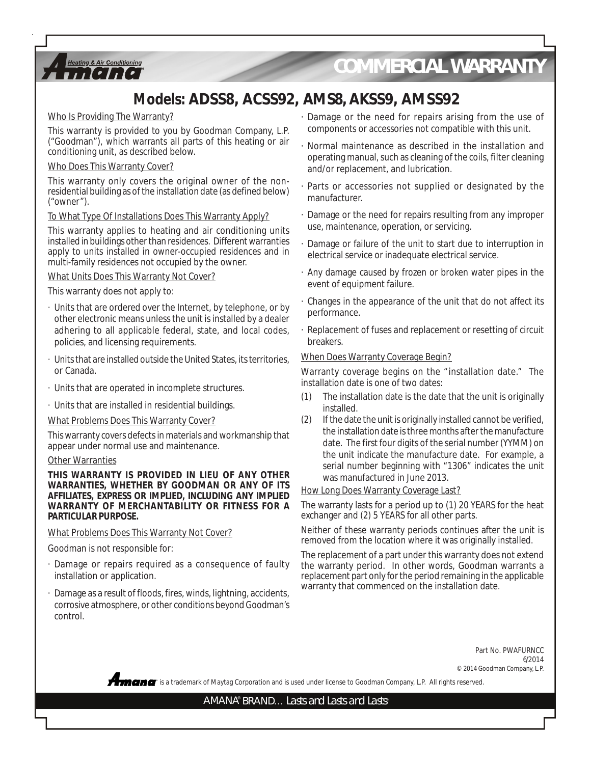# COMMERCIAL WARRANTY

## Models: ADSS8, ACSS92, AMS8, AKSS9, AMSS92

### Who Is Providing The Warranty?

This warranty is provided to you by Goodman Company, L.P. ("Goodman"), which warrants all parts of this heating or air conditioning unit, as described below.

### Who Does This Warranty Cover?

This warranty only covers the original owner of the non-residential building as of the installation date (as defined below) ("owner").

### To What Type Of Installations Does This Warranty Apply?

This warranty applies to heating and air conditioning units installed in buildings other than residences. Different warranties apply to units installed in owner-occupied residences and in multi-family residences not occupied by the owner.

### What Units Does This Warranty Not Cover?

This warranty does not apply to:

- Units that are ordered over the Internet, by telephone, or by other electronic means unless the unit is installed by a dealer adhering to all applicable federal, state, and local codes, policies, and licensing requirements.
- Units that are installed outside the United States, its territories, or Canada.
- Units that are operated in incomplete structures.
- Units that are installed in residential buildings.

### What Problems Does This Warranty Cover?

This warranty covers defects in materials and workmanship that appear under normal use and maintenance.

### Other Warranties

**THIS WARRANTY IS PROVIDED IN LIEU OF ANY OTHER WARRANTIES, WHETHER BY GOODMAN OR ANY OF ITS AFFILIATES, EXPRESS OR IMPLIED, INCLUDING ANY IMPLIED WARRANTY OF MERCHANTABILITY OR FITNESS FOR A PARTICULAR PURPOSE.**

### What Problems Does This Warranty Not Cover?

Goodman is not responsible for:

- Damage or repairs required as a consequence of faulty installation or application.
- Damage as a result of floods, fires, winds, lightning, accidents, corrosive atmosphere, or other conditions beyond Goodman's control.
- Damage or the need for repairs arising from the use of components or accessories not compatible with this unit.
- Normal maintenance as described in the installation and operating manual, such as cleaning of the coils, filter cleaning and/or replacement, and lubrication.
- Parts or accessories not supplied or designated by the manufacturer.
- Damage or the need for repairs resulting from any improper use, maintenance, operation, or servicing.
- Damage or failure of the unit to start due to interruption in electrical service or inadequate electrical service.
- Any damage caused by frozen or broken water pipes in the event of equipment failure.
- Changes in the appearance of the unit that do not affect its performance.
- Replacement of fuses and replacement or resetting of circuit breakers.

### When Does Warranty Coverage Begin?

Warranty coverage begins on the "installation date." The installation date is one of two dates:

(1) The installation date is the date that the unit is originally installed.

(2) If the date the unit is originally installed cannot be verified, the installation date is three months after the manufacture date. The first four digits of the serial number (YYMM) on the unit indicate the manufacture date. For example, a serial number beginning with "1306" indicates the unit was manufactured in June 2013.

### How Long Does Warranty Coverage Last?

The warranty lasts for a period up to (1) 20 YEARS for the heat exchanger and (2) 5 YEARS for all other parts.

Neither of these warranty periods continues after the unit is removed from the location where it was originally installed.

The replacement of a part under this warranty does not extend the warranty period. In other words, Goodman warrants a replacement part only for the period remaining in the applicable warranty that commenced on the installation date.

Part No. PWAFURNCC
6/2014
© 2014 Goodman Company, L.P.

Amana® is a trademark of Maytag Corporation and is used under license to Goodman Company, L.P. All rights reserved.

AMANA® BRAND… Lasts and Lasts and Lasts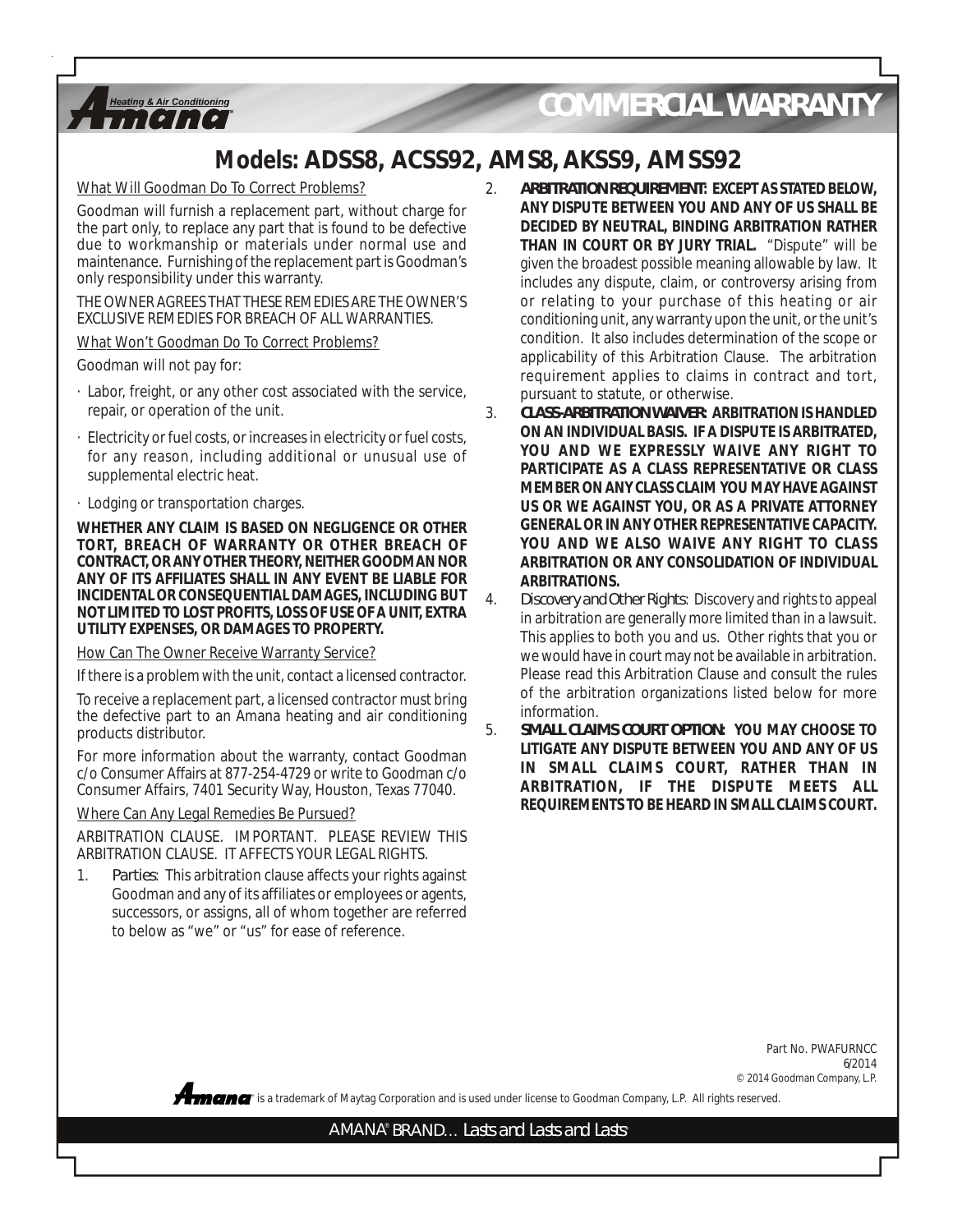# COMMERCIAL WARRANTY

## Models: ADSS8, ACSS92, AMS8, AKSS9, AMSS92

What Will Goodman Do To Correct Problems?

Goodman will furnish a replacement part, without charge for the part only, to replace any part that is found to be defective due to workmanship or materials under normal use and maintenance. Furnishing of the replacement part is Goodman's only responsibility under this warranty.

THE OWNER AGREES THAT THESE REMEDIES ARE THE OWNER'S EXCLUSIVE REMEDIES FOR BREACH OF ALL WARRANTIES.

What Won't Goodman Do To Correct Problems?

Goodman will not pay for:

- Labor, freight, or any other cost associated with the service, repair, or operation of the unit.
- Electricity or fuel costs, or increases in electricity or fuel costs, for any reason, including additional or unusual use of supplemental electric heat.
- Lodging or transportation charges.

**WHETHER ANY CLAIM IS BASED ON NEGLIGENCE OR OTHER TORT, BREACH OF WARRANTY OR OTHER BREACH OF CONTRACT, OR ANY OTHER THEORY, NEITHER GOODMAN NOR ANY OF ITS AFFILIATES SHALL IN ANY EVENT BE LIABLE FOR INCIDENTAL OR CONSEQUENTIAL DAMAGES, INCLUDING BUT NOT LIMITED TO LOST PROFITS, LOSS OF USE OF A UNIT, EXTRA UTILITY EXPENSES, OR DAMAGES TO PROPERTY.**

How Can The Owner Receive Warranty Service?

If there is a problem with the unit, contact a licensed contractor.

To receive a replacement part, a licensed contractor must bring the defective part to an Amana heating and air conditioning products distributor.

For more information about the warranty, contact Goodman c/o Consumer Affairs at 877-254-4729 or write to Goodman c/o Consumer Affairs, 7401 Security Way, Houston, Texas 77040.

Where Can Any Legal Remedies Be Pursued?

ARBITRATION CLAUSE. IMPORTANT. PLEASE REVIEW THIS ARBITRATION CLAUSE. IT AFFECTS YOUR LEGAL RIGHTS.

1. *Parties*: This arbitration clause affects your rights against Goodman and any of its affiliates or employees or agents, successors, or assigns, all of whom together are referred to below as "we" or "us" for ease of reference.
2. **ARBITRATION REQUIREMENT: EXCEPT AS STATED BELOW, ANY DISPUTE BETWEEN YOU AND ANY OF US SHALL BE DECIDED BY NEUTRAL, BINDING ARBITRATION RATHER THAN IN COURT OR BY JURY TRIAL.** "Dispute" will be given the broadest possible meaning allowable by law. It includes any dispute, claim, or controversy arising from or relating to your purchase of this heating or air conditioning unit, any warranty upon the unit, or the unit's condition. It also includes determination of the scope or applicability of this Arbitration Clause. The arbitration requirement applies to claims in contract and tort, pursuant to statute, or otherwise.
3. **CLASS-ARBITRATION WAIVER: ARBITRATION IS HANDLED ON AN INDIVIDUAL BASIS. IF A DISPUTE IS ARBITRATED, YOU AND WE EXPRESSLY WAIVE ANY RIGHT TO PARTICIPATE AS A CLASS REPRESENTATIVE OR CLASS MEMBER ON ANY CLASS CLAIM YOU MAY HAVE AGAINST US OR WE AGAINST YOU, OR AS A PRIVATE ATTORNEY GENERAL OR IN ANY OTHER REPRESENTATIVE CAPACITY. YOU AND WE ALSO WAIVE ANY RIGHT TO CLASS ARBITRATION OR ANY CONSOLIDATION OF INDIVIDUAL ARBITRATIONS.**
4. *Discovery and Other Rights*: Discovery and rights to appeal in arbitration are generally more limited than in a lawsuit. This applies to both you and us. Other rights that you or we would have in court may not be available in arbitration. Please read this Arbitration Clause and consult the rules of the arbitration organizations listed below for more information.
5. **SMALL CLAIMS COURT OPTION: YOU MAY CHOOSE TO LITIGATE ANY DISPUTE BETWEEN YOU AND ANY OF US IN SMALL CLAIMS COURT, RATHER THAN IN ARBITRATION, IF THE DISPUTE MEETS ALL REQUIREMENTS TO BE HEARD IN SMALL CLAIMS COURT.**

Part No. PWAFURNCC
6/2014
© 2014 Goodman Company, L.P.

Amana is a trademark of Maytag Corporation and is used under license to Goodman Company, L.P. All rights reserved.

AMANA® BRAND… Lasts and Lasts and Lasts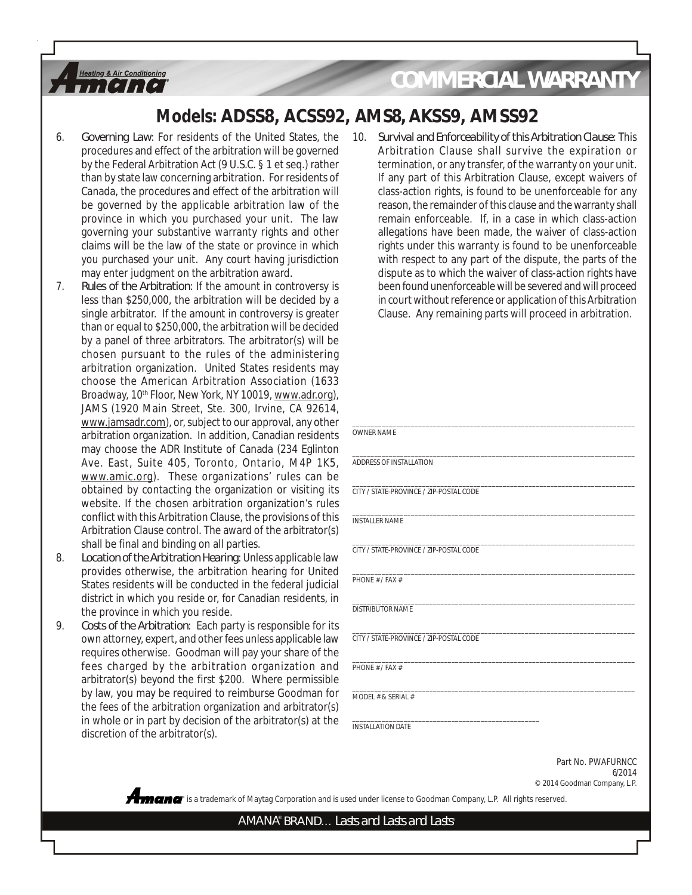# COMMERCIAL WARRANTY

## Models: ADSS8, ACSS92, AMS8, AKSS9, AMSS92

6. Governing Law: For residents of the United States, the procedures and effect of the arbitration will be governed by the Federal Arbitration Act (9 U.S.C. § 1 et seq.) rather than by state law concerning arbitration. For residents of Canada, the procedures and effect of the arbitration will be governed by the applicable arbitration law of the province in which you purchased your unit. The law governing your substantive warranty rights and other claims will be the law of the state or province in which you purchased your unit. Any court having jurisdiction may enter judgment on the arbitration award.

7. Rules of the Arbitration: If the amount in controversy is less than $250,000, the arbitration will be decided by a single arbitrator. If the amount in controversy is greater than or equal to $250,000, the arbitration will be decided by a panel of three arbitrators. The arbitrator(s) will be chosen pursuant to the rules of the administering arbitration organization. United States residents may choose the American Arbitration Association (1633 Broadway, 10th Floor, New York, NY 10019, www.adr.org), JAMS (1920 Main Street, Ste. 300, Irvine, CA 92614, www.jamsadr.com), or, subject to our approval, any other arbitration organization. In addition, Canadian residents may choose the ADR Institute of Canada (234 Eglinton Ave. East, Suite 405, Toronto, Ontario, M4P 1K5, www.amic.org). These organizations' rules can be obtained by contacting the organization or visiting its website. If the chosen arbitration organization's rules conflict with this Arbitration Clause, the provisions of this Arbitration Clause control. The award of the arbitrator(s) shall be final and binding on all parties.

8. Location of the Arbitration Hearing: Unless applicable law provides otherwise, the arbitration hearing for United States residents will be conducted in the federal judicial district in which you reside or, for Canadian residents, in the province in which you reside.

9. Costs of the Arbitration: Each party is responsible for its own attorney, expert, and other fees unless applicable law requires otherwise. Goodman will pay your share of the fees charged by the arbitration organization and arbitrator(s) beyond the first $200. Where permissible by law, you may be required to reimburse Goodman for the fees of the arbitration organization and arbitrator(s) in whole or in part by decision of the arbitrator(s) at the discretion of the arbitrator(s).

10. Survival and Enforceability of this Arbitration Clause: This Arbitration Clause shall survive the expiration or termination, or any transfer, of the warranty on your unit. If any part of this Arbitration Clause, except waivers of class-action rights, is found to be unenforceable for any reason, the remainder of this clause and the warranty shall remain enforceable. If, in a case in which class-action allegations have been made, the waiver of class-action rights under this warranty is found to be unenforceable with respect to any part of the dispute, the parts of the dispute as to which the waiver of class-action rights have been found unenforceable will be severed and will proceed in court without reference or application of this Arbitration Clause. Any remaining parts will proceed in arbitration.

______________________________
OWNER NAME

______________________________
ADDRESS OF INSTALLATION

______________________________
CITY / STATE-PROVINCE / ZIP-POSTAL CODE

______________________________
INSTALLER NAME

______________________________
CITY / STATE-PROVINCE / ZIP-POSTAL CODE

______________________________
PHONE # / FAX #

______________________________
DISTRIBUTOR NAME

______________________________
CITY / STATE-PROVINCE / ZIP-POSTAL CODE

______________________________
PHONE # / FAX #

______________________________
MODEL # & SERIAL #

______________________________
INSTALLATION DATE

Part No. PWAFURNCC
6/2014
© 2014 Goodman Company, L.P.

Amana is a trademark of Maytag Corporation and is used under license to Goodman Company, L.P. All rights reserved.

AMANA® BRAND… Lasts and Lasts and Lasts